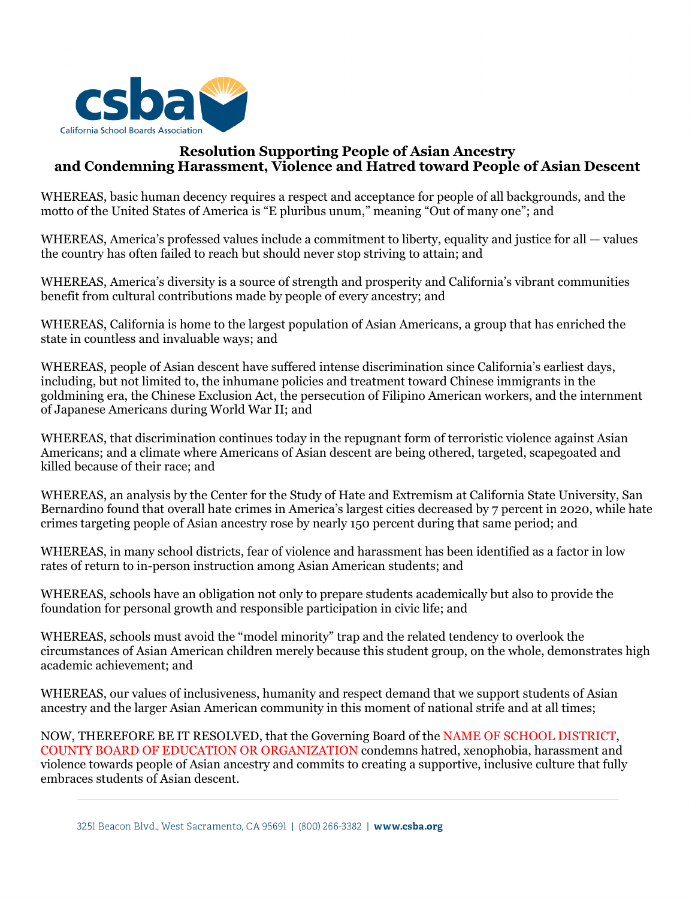csba

California School Boards Association

# Resolution Supporting People of Asian Ancestry and Condemning Harassment, Violence and Hatred toward People of Asian Descent

WHEREAS, basic human decency requires a respect and acceptance for people of all backgrounds, and the motto of the United States of America is "E pluribus unum," meaning "Out of many one"; and

WHEREAS, America's professed values include a commitment to liberty, equality and justice for all — values the country has often failed to reach but should never stop striving to attain; and

WHEREAS, America's diversity is a source of strength and prosperity and California's vibrant communities benefit from cultural contributions made by people of every ancestry; and

WHEREAS, California is home to the largest population of Asian Americans, a group that has enriched the state in countless and invaluable ways; and

WHEREAS, people of Asian descent have suffered intense discrimination since California's earliest days, including, but not limited to, the inhumane policies and treatment toward Chinese immigrants in the goldmining era, the Chinese Exclusion Act, the persecution of Filipino American workers, and the internment of Japanese Americans during World War II; and

WHEREAS, that discrimination continues today in the repugnant form of terroristic violence against Asian Americans; and a climate where Americans of Asian descent are being othered, targeted, scapegoated and killed because of their race; and

WHEREAS, an analysis by the Center for the Study of Hate and Extremism at California State University, San Bernardino found that overall hate crimes in America's largest cities decreased by 7 percent in 2020, while hate crimes targeting people of Asian ancestry rose by nearly 150 percent during that same period; and

WHEREAS, in many school districts, fear of violence and harassment has been identified as a factor in low rates of return to in-person instruction among Asian American students; and

WHEREAS, schools have an obligation not only to prepare students academically but also to provide the foundation for personal growth and responsible participation in civic life; and

WHEREAS, schools must avoid the "model minority" trap and the related tendency to overlook the circumstances of Asian American children merely because this student group, on the whole, demonstrates high academic achievement; and

WHEREAS, our values of inclusiveness, humanity and respect demand that we support students of Asian ancestry and the larger Asian American community in this moment of national strife and at all times;

NOW, THEREFORE BE IT RESOLVED, that the Governing Board of the NAME OF SCHOOL DISTRICT, COUNTY BOARD OF EDUCATION OR ORGANIZATION condemns hatred, xenophobia, harassment and violence towards people of Asian ancestry and commits to creating a supportive, inclusive culture that fully embraces students of Asian descent.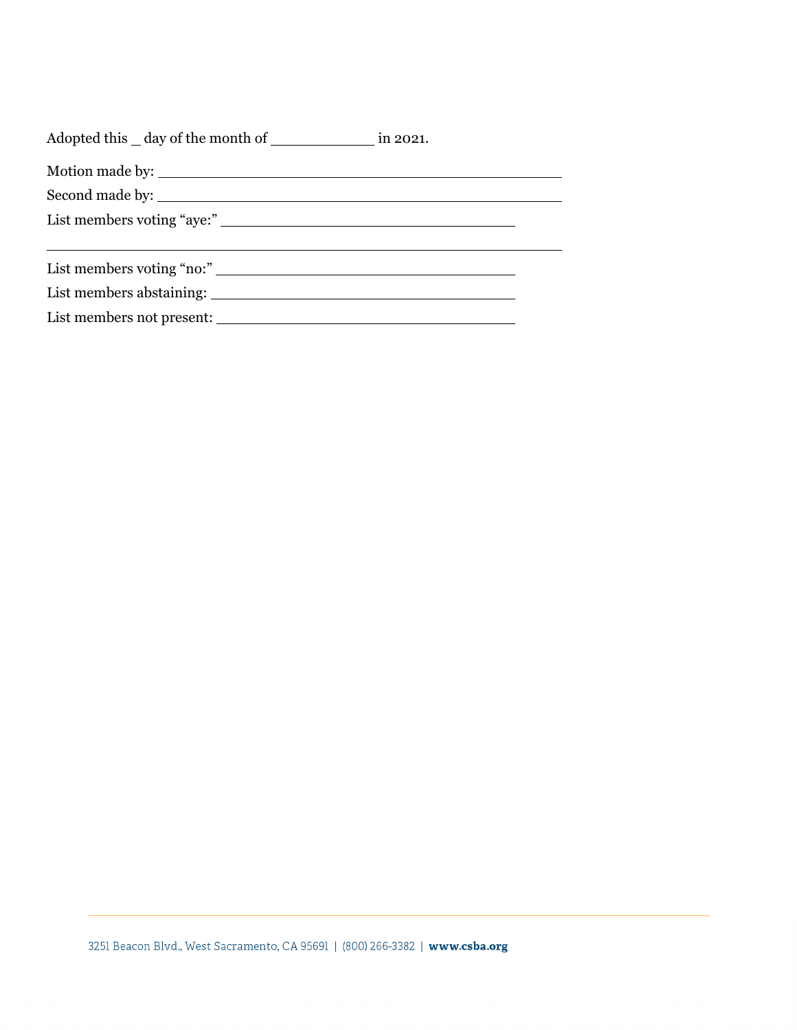Adopted this _ day of the month of ____________ in 2021.

Motion made by: ________________________________________________

Second made by: ________________________________________________

List members voting "aye:" ____________________________________

________________________________________________________________

List members voting "no:" _____________________________________

List members abstaining: ______________________________________

List members not present: _____________________________________